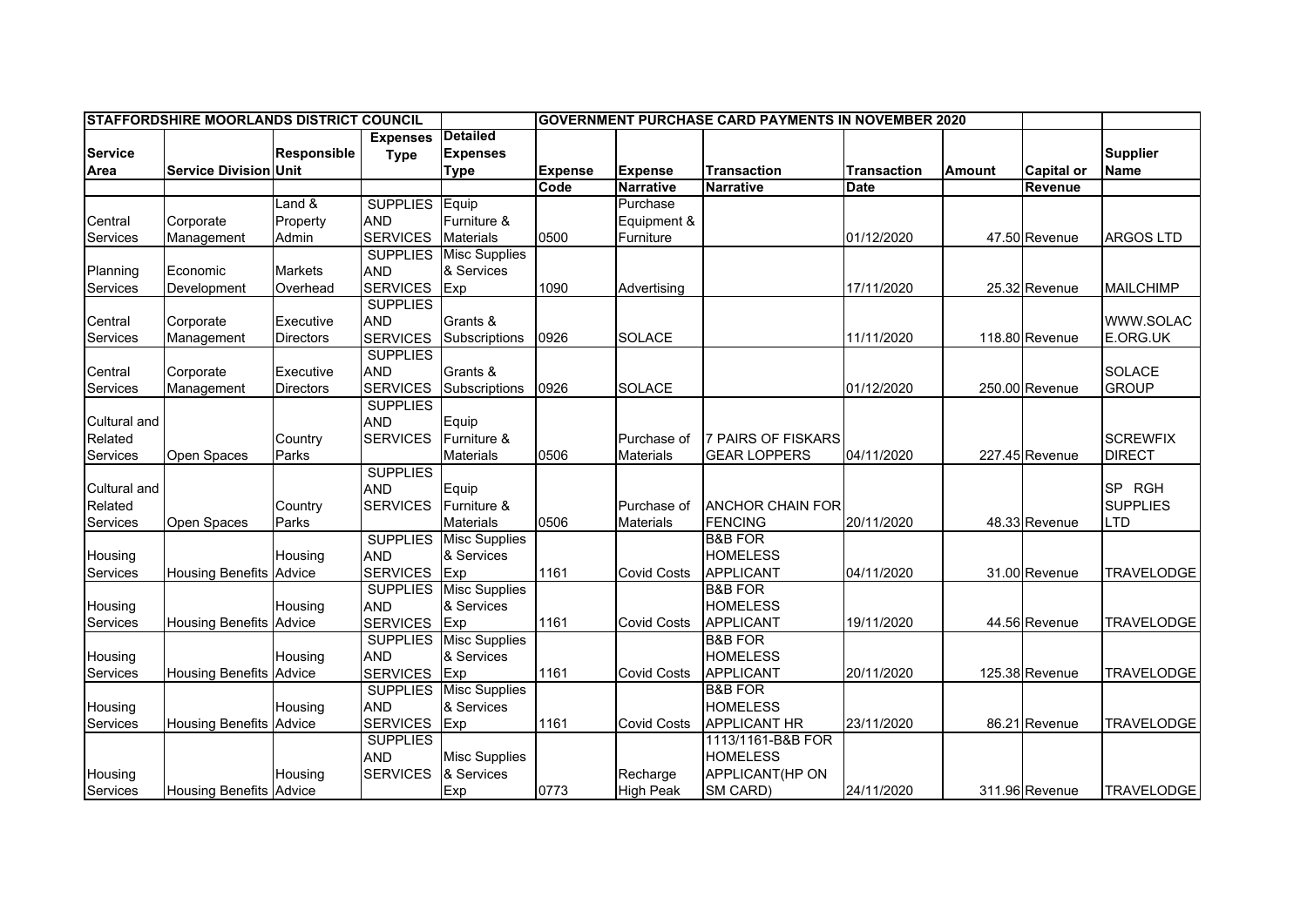| STAFFORDSHIRE MOORLANDS DISTRICT COUNCIL | | | | | GOVERNMENT PURCHASE CARD PAYMENTS IN NOVEMBER 2020 | | | | | | |
|---|---|---|---|---|---|---|---|---|---|---|---|
| Service Area | Service Division | Responsible Unit | Expenses Type | Detailed Expenses Type | Expense Code | Expense Narrative | Transaction Narrative | Transaction Date | Amount | Capital or Revenue | Supplier Name |
| Central Services | Corporate Management | Land & Property Admin | SUPPLIES AND SERVICES | Equip Furniture & Materials | 0500 | Purchase Equipment & Furniture | | 01/12/2020 | 47.50 | Revenue | ARGOS LTD |
| Planning Services | Economic Development | Markets Overhead | SUPPLIES AND SERVICES | Misc Supplies & Services Exp | 1090 | Advertising | | 17/11/2020 | 25.32 | Revenue | MAILCHIMP |
| Central Services | Corporate Management | Executive Directors | SUPPLIES AND SERVICES | Grants & Subscriptions | 0926 | SOLACE | | 11/11/2020 | 118.80 | Revenue | WWW.SOLACE.ORG.UK |
| Central Services | Corporate Management | Executive Directors | SUPPLIES AND SERVICES | Grants & Subscriptions | 0926 | SOLACE | | 01/12/2020 | 250.00 | Revenue | SOLACE GROUP |
| Cultural and Related Services | Open Spaces | Country Parks | SUPPLIES AND SERVICES | Equip Furniture & Materials | 0506 | Purchase of Materials | 7 PAIRS OF FISKARS GEAR LOPPERS | 04/11/2020 | 227.45 | Revenue | SCREWFIX DIRECT |
| Cultural and Related Services | Open Spaces | Country Parks | SUPPLIES AND SERVICES | Equip Furniture & Materials | 0506 | Purchase of Materials | ANCHOR CHAIN FOR FENCING | 20/11/2020 | 48.33 | Revenue | SP RGH SUPPLIES LTD |
| Housing Services | Housing Benefits | Housing Advice | SUPPLIES AND SERVICES | Misc Supplies & Services Exp | 1161 | Covid Costs | B&B FOR HOMELESS APPLICANT | 04/11/2020 | 31.00 | Revenue | TRAVELODGE |
| Housing Services | Housing Benefits | Housing Advice | SUPPLIES AND SERVICES | Misc Supplies & Services Exp | 1161 | Covid Costs | B&B FOR HOMELESS APPLICANT | 19/11/2020 | 44.56 | Revenue | TRAVELODGE |
| Housing Services | Housing Benefits | Housing Advice | SUPPLIES AND SERVICES | Misc Supplies & Services Exp | 1161 | Covid Costs | B&B FOR HOMELESS APPLICANT | 20/11/2020 | 125.38 | Revenue | TRAVELODGE |
| Housing Services | Housing Benefits | Housing Advice | SUPPLIES AND SERVICES | Misc Supplies & Services Exp | 1161 | Covid Costs | B&B FOR HOMELESS APPLICANT HR | 23/11/2020 | 86.21 | Revenue | TRAVELODGE |
| Housing Services | Housing Benefits | Housing Advice | SUPPLIES AND SERVICES | Misc Supplies & Services Exp | 0773 | Recharge High Peak | 1113/1161-B&B FOR HOMELESS APPLICANT(HP ON SM CARD) | 24/11/2020 | 311.96 | Revenue | TRAVELODGE |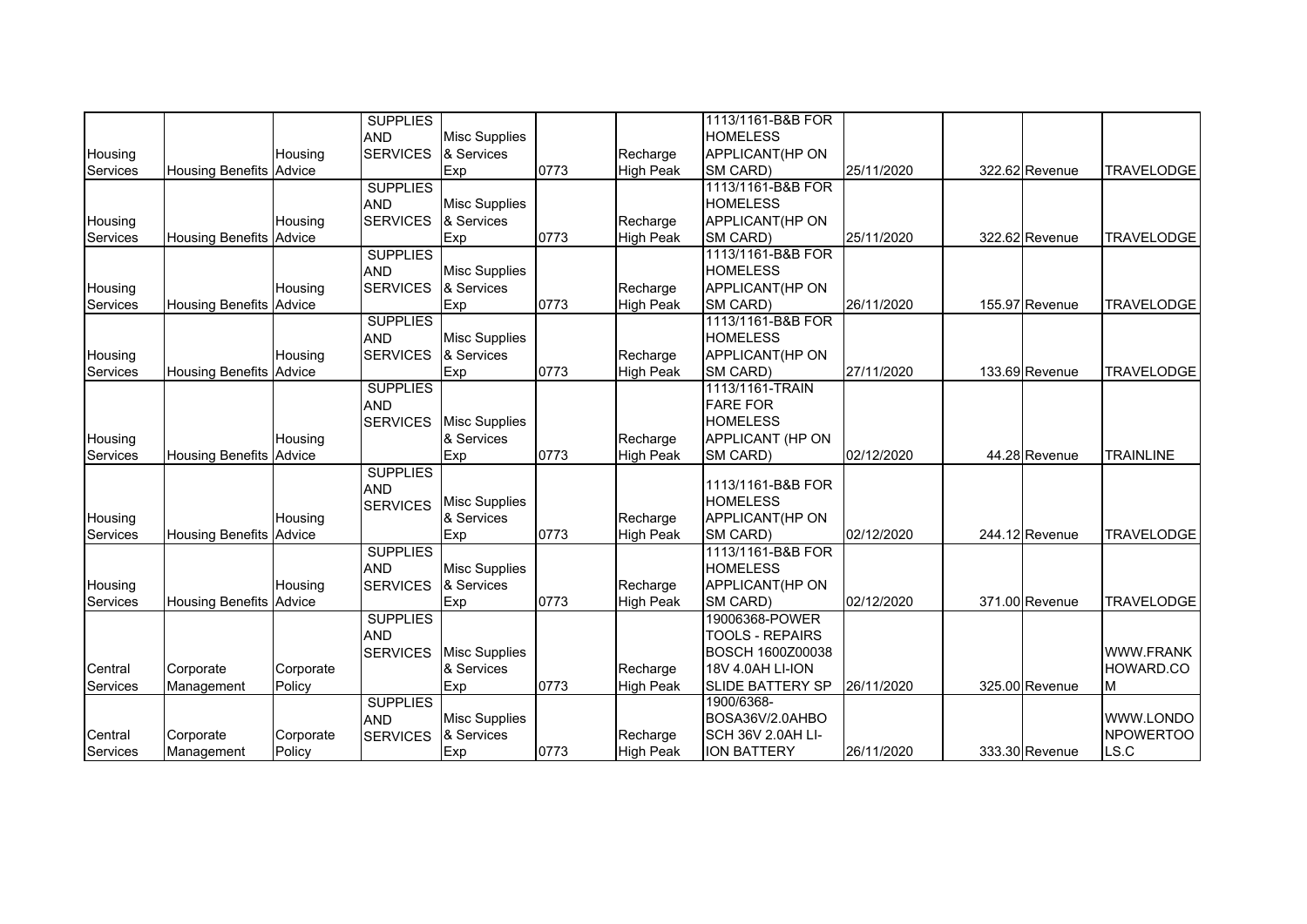| | | | | | | | | | | | |
|---|---|---|---|---|---|---|---|---|---|---|---|
| Housing Services | Housing Benefits | Housing Advice | SUPPLIES AND SERVICES | Misc Supplies & Services Exp | 0773 | Recharge High Peak | 1113/1161-B&B FOR HOMELESS APPLICANT(HP ON SM CARD) | 25/11/2020 | 322.62 | Revenue | TRAVELODGE |
| Housing Services | Housing Benefits | Housing Advice | SUPPLIES AND SERVICES | Misc Supplies & Services Exp | 0773 | Recharge High Peak | 1113/1161-B&B FOR HOMELESS APPLICANT(HP ON SM CARD) | 25/11/2020 | 322.62 | Revenue | TRAVELODGE |
| Housing Services | Housing Benefits | Housing Advice | SUPPLIES AND SERVICES | Misc Supplies & Services Exp | 0773 | Recharge High Peak | 1113/1161-B&B FOR HOMELESS APPLICANT(HP ON SM CARD) | 26/11/2020 | 155.97 | Revenue | TRAVELODGE |
| Housing Services | Housing Benefits | Housing Advice | SUPPLIES AND SERVICES | Misc Supplies & Services Exp | 0773 | Recharge High Peak | 1113/1161-B&B FOR HOMELESS APPLICANT(HP ON SM CARD) | 27/11/2020 | 133.69 | Revenue | TRAVELODGE |
| Housing Services | Housing Benefits | Housing Advice | SUPPLIES AND SERVICES | Misc Supplies & Services Exp | 0773 | Recharge High Peak | 1113/1161-TRAIN FARE FOR HOMELESS APPLICANT (HP ON SM CARD) | 02/12/2020 | 44.28 | Revenue | TRAINLINE |
| Housing Services | Housing Benefits | Housing Advice | SUPPLIES AND SERVICES | Misc Supplies & Services Exp | 0773 | Recharge High Peak | 1113/1161-B&B FOR HOMELESS APPLICANT(HP ON SM CARD) | 02/12/2020 | 244.12 | Revenue | TRAVELODGE |
| Housing Services | Housing Benefits | Housing Advice | SUPPLIES AND SERVICES | Misc Supplies & Services Exp | 0773 | Recharge High Peak | 1113/1161-B&B FOR HOMELESS APPLICANT(HP ON SM CARD) | 02/12/2020 | 371.00 | Revenue | TRAVELODGE |
| Central Services | Corporate Management | Corporate Policy | SUPPLIES AND SERVICES | Misc Supplies & Services Exp | 0773 | Recharge High Peak | 19006368-POWER TOOLS - REPAIRS BOSCH 1600Z00038 18V 4.0AH LI-ION SLIDE BATTERY SP | 26/11/2020 | 325.00 | Revenue | WWW.FRANKHOWARD.COM |
| Central Services | Corporate Management | Corporate Policy | SUPPLIES AND SERVICES | Misc Supplies & Services Exp | 0773 | Recharge High Peak | 1900/6368-BOSA36V/2.0AHBOSCH 36V 2.0AH LI-ION BATTERY | 26/11/2020 | 333.30 | Revenue | WWW.LONDONPOWERTOOLS.C |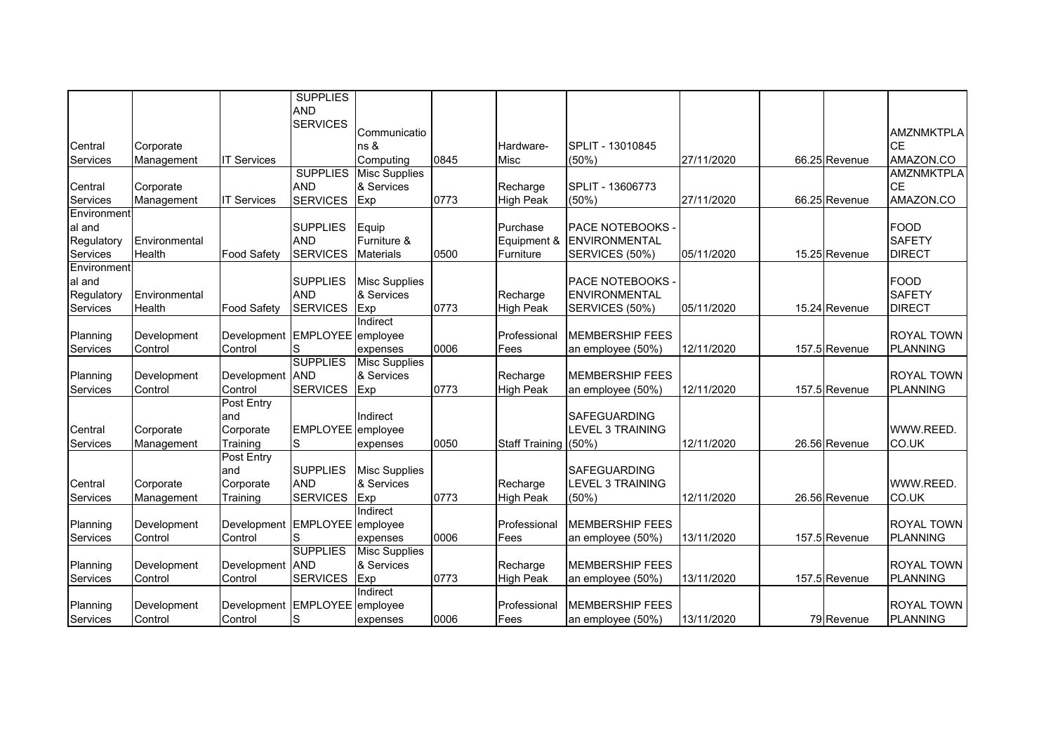| | | | | | | | | | | | |
|---|---|---|---|---|---|---|---|---|---|---|---|
| Central Services | Corporate Management | IT Services | SUPPLIES AND SERVICES | Communications & Computing | 0845 | Hardware-Misc | SPLIT - 13010845 (50%) | 27/11/2020 | 66.25 | Revenue | AMZNMKTPLACE AMAZON.CO |
| Central Services | Corporate Management | IT Services | SUPPLIES AND SERVICES | Misc Supplies & Services Exp | 0773 | Recharge High Peak | SPLIT - 13606773 (50%) | 27/11/2020 | 66.25 | Revenue | AMZNMKTPLACE AMAZON.CO |
| Environmental and Regulatory Services | Environmental Health | Food Safety | SUPPLIES AND SERVICES | Equip Furniture & Materials | 0500 | Purchase Equipment & Furniture | PACE NOTEBOOKS - ENVIRONMENTAL SERVICES (50%) | 05/11/2020 | 15.25 | Revenue | FOOD SAFETY DIRECT |
| Environmental and Regulatory Services | Environmental Health | Food Safety | SUPPLIES AND SERVICES | Misc Supplies & Services Exp | 0773 | Recharge High Peak | PACE NOTEBOOKS - ENVIRONMENTAL SERVICES (50%) | 05/11/2020 | 15.24 | Revenue | FOOD SAFETY DIRECT |
| Planning Services | Development Control | Development Control | EMPLOYEES | Indirect employee expenses | 0006 | Professional Fees | MEMBERSHIP FEES an employee (50%) | 12/11/2020 | 157.5 | Revenue | ROYAL TOWN PLANNING |
| Planning Services | Development Control | Development Control | SUPPLIES AND SERVICES | Misc Supplies & Services Exp | 0773 | Recharge High Peak | MEMBERSHIP FEES an employee (50%) | 12/11/2020 | 157.5 | Revenue | ROYAL TOWN PLANNING |
| Central Services | Corporate Management | Post Entry and Corporate Training | EMPLOYEES | Indirect employee expenses | 0050 | Staff Training | SAFEGUARDING LEVEL 3 TRAINING (50%) | 12/11/2020 | 26.56 | Revenue | WWW.REED.CO.UK |
| Central Services | Corporate Management | Post Entry and Corporate Training | SUPPLIES AND SERVICES | Misc Supplies & Services Exp | 0773 | Recharge High Peak | SAFEGUARDING LEVEL 3 TRAINING (50%) | 12/11/2020 | 26.56 | Revenue | WWW.REED.CO.UK |
| Planning Services | Development Control | Development Control | EMPLOYEES | Indirect employee expenses | 0006 | Professional Fees | MEMBERSHIP FEES an employee (50%) | 13/11/2020 | 157.5 | Revenue | ROYAL TOWN PLANNING |
| Planning Services | Development Control | Development Control | SUPPLIES AND SERVICES | Misc Supplies & Services Exp | 0773 | Recharge High Peak | MEMBERSHIP FEES an employee (50%) | 13/11/2020 | 157.5 | Revenue | ROYAL TOWN PLANNING |
| Planning Services | Development Control | Development Control | EMPLOYEES | Indirect employee expenses | 0006 | Professional Fees | MEMBERSHIP FEES an employee (50%) | 13/11/2020 | 79 | Revenue | ROYAL TOWN PLANNING |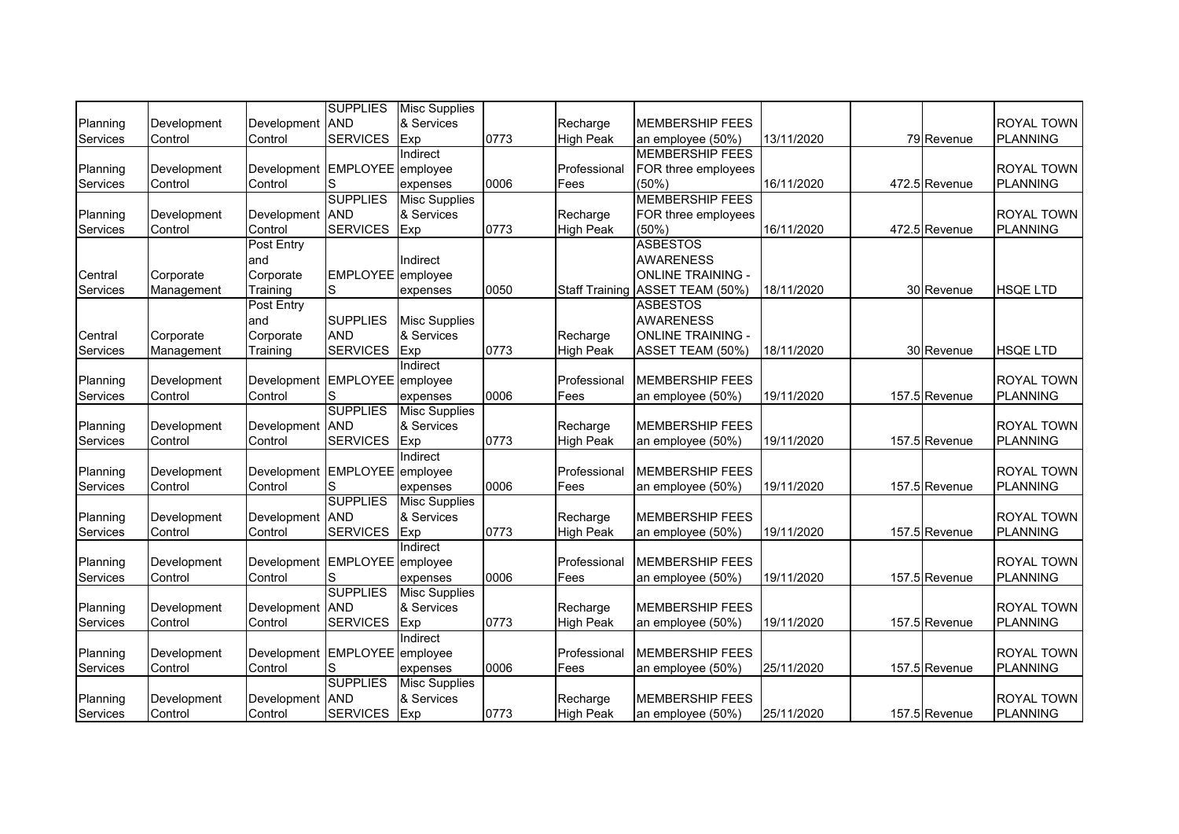| | | | | | | | | | | | | |
|---|---|---|---|---|---|---|---|---|---|---|---|---|
| Planning Services | Development Control | Development Control | SUPPLIES AND SERVICES | Misc Supplies & Services Exp | 0773 | Recharge High Peak | MEMBERSHIP FEES an employee (50%) | 13/11/2020 | | 79 | Revenue | ROYAL TOWN PLANNING |
| Planning Services | Development Control | Development Control | EMPLOYEES | Indirect employee expenses | 0006 | Professional Fees | MEMBERSHIP FEES FOR three employees (50%) | 16/11/2020 | | 472.5 | Revenue | ROYAL TOWN PLANNING |
| Planning Services | Development Control | Development Control | SUPPLIES AND SERVICES | Misc Supplies & Services Exp | 0773 | Recharge High Peak | MEMBERSHIP FEES FOR three employees (50%) | 16/11/2020 | | 472.5 | Revenue | ROYAL TOWN PLANNING |
| Central Services | Corporate Management | Post Entry and Corporate Training | EMPLOYEES | Indirect employee expenses | 0050 | Staff Training | ASBESTOS AWARENESS ONLINE TRAINING - ASSET TEAM (50%) | 18/11/2020 | | 30 | Revenue | HSQE LTD |
| Central Services | Corporate Management | Post Entry and Corporate Training | SUPPLIES AND SERVICES | Misc Supplies & Services Exp | 0773 | Recharge High Peak | ASBESTOS AWARENESS ONLINE TRAINING - ASSET TEAM (50%) | 18/11/2020 | | 30 | Revenue | HSQE LTD |
| Planning Services | Development Control | Development Control | EMPLOYEES | Indirect employee expenses | 0006 | Professional Fees | MEMBERSHIP FEES an employee (50%) | 19/11/2020 | | 157.5 | Revenue | ROYAL TOWN PLANNING |
| Planning Services | Development Control | Development Control | SUPPLIES AND SERVICES | Misc Supplies & Services Exp | 0773 | Recharge High Peak | MEMBERSHIP FEES an employee (50%) | 19/11/2020 | | 157.5 | Revenue | ROYAL TOWN PLANNING |
| Planning Services | Development Control | Development Control | EMPLOYEES | Indirect employee expenses | 0006 | Professional Fees | MEMBERSHIP FEES an employee (50%) | 19/11/2020 | | 157.5 | Revenue | ROYAL TOWN PLANNING |
| Planning Services | Development Control | Development Control | SUPPLIES AND SERVICES | Misc Supplies & Services Exp | 0773 | Recharge High Peak | MEMBERSHIP FEES an employee (50%) | 19/11/2020 | | 157.5 | Revenue | ROYAL TOWN PLANNING |
| Planning Services | Development Control | Development Control | EMPLOYEES | Indirect employee expenses | 0006 | Professional Fees | MEMBERSHIP FEES an employee (50%) | 19/11/2020 | | 157.5 | Revenue | ROYAL TOWN PLANNING |
| Planning Services | Development Control | Development Control | SUPPLIES AND SERVICES | Misc Supplies & Services Exp | 0773 | Recharge High Peak | MEMBERSHIP FEES an employee (50%) | 19/11/2020 | | 157.5 | Revenue | ROYAL TOWN PLANNING |
| Planning Services | Development Control | Development Control | EMPLOYEES | Indirect employee expenses | 0006 | Professional Fees | MEMBERSHIP FEES an employee (50%) | 25/11/2020 | | 157.5 | Revenue | ROYAL TOWN PLANNING |
| Planning Services | Development Control | Development Control | SUPPLIES AND SERVICES | Misc Supplies & Services Exp | 0773 | Recharge High Peak | MEMBERSHIP FEES an employee (50%) | 25/11/2020 | | 157.5 | Revenue | ROYAL TOWN PLANNING |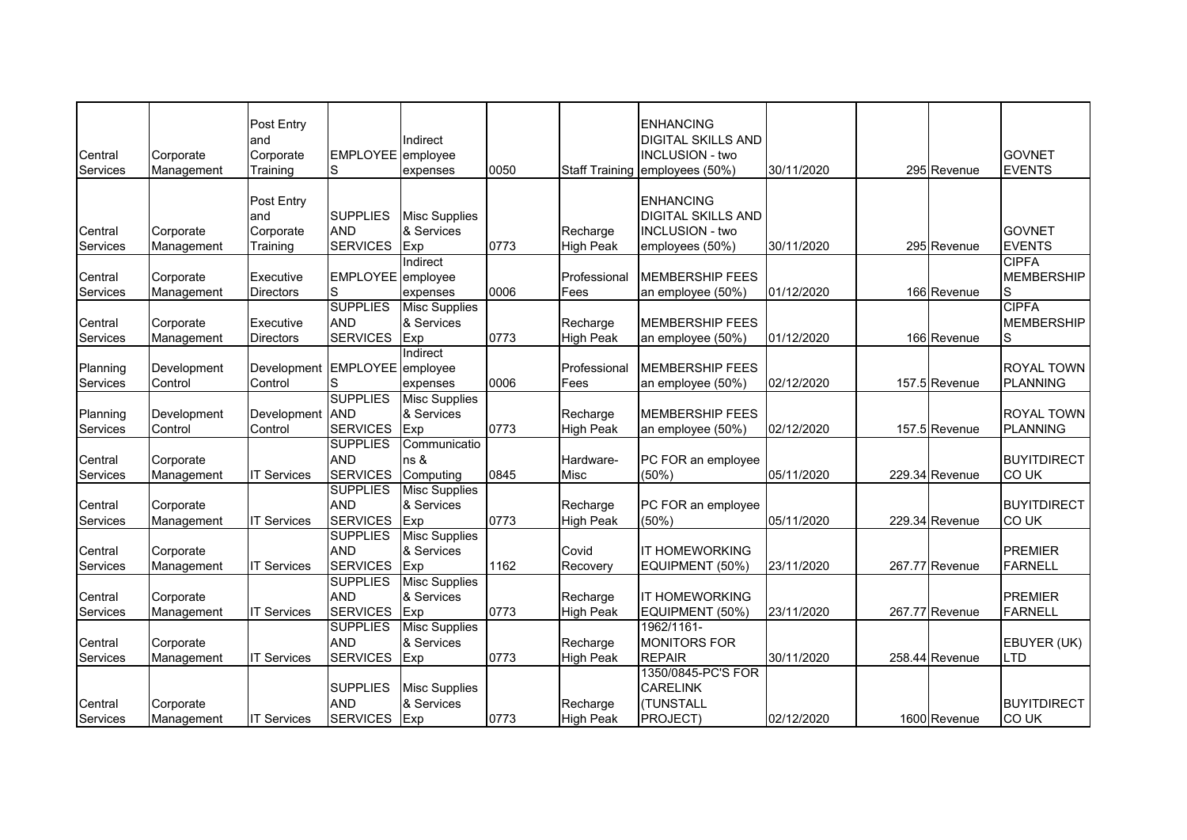| | | | | | | | | | | | |
|---|---|---|---|---|---|---|---|---|---|---|---|
| Central Services | Corporate Management | Post Entry and Corporate Training | EMPLOYEES | Indirect employee expenses | 0050 | Staff Training | ENHANCING DIGITAL SKILLS AND INCLUSION - two employees (50%) | 30/11/2020 | 295 | Revenue | GOVNET EVENTS |
| Central Services | Corporate Management | Post Entry and Corporate Training | SUPPLIES AND SERVICES | Misc Supplies & Services Exp | 0773 | Recharge High Peak | ENHANCING DIGITAL SKILLS AND INCLUSION - two employees (50%) | 30/11/2020 | 295 | Revenue | GOVNET EVENTS |
| Central Services | Corporate Management | Executive Directors | EMPLOYEES | Indirect employee expenses | 0006 | Professional Fees | MEMBERSHIP FEES an employee (50%) | 01/12/2020 | 166 | Revenue | CIPFA MEMBERSHIPS |
| Central Services | Corporate Management | Executive Directors | SUPPLIES AND SERVICES | Misc Supplies & Services Exp | 0773 | Recharge High Peak | MEMBERSHIP FEES an employee (50%) | 01/12/2020 | 166 | Revenue | CIPFA MEMBERSHIPS |
| Planning Services | Development Control | Development Control | EMPLOYEES | Indirect employee expenses | 0006 | Professional Fees | MEMBERSHIP FEES an employee (50%) | 02/12/2020 | 157.5 | Revenue | ROYAL TOWN PLANNING |
| Planning Services | Development Control | Development Control | SUPPLIES AND SERVICES | Misc Supplies & Services Exp | 0773 | Recharge High Peak | MEMBERSHIP FEES an employee (50%) | 02/12/2020 | 157.5 | Revenue | ROYAL TOWN PLANNING |
| Central Services | Corporate Management | IT Services | SUPPLIES AND SERVICES | Communications & Computing | 0845 | Hardware-Misc | PC FOR an employee (50%) | 05/11/2020 | 229.34 | Revenue | BUYITDIRECT CO UK |
| Central Services | Corporate Management | IT Services | SUPPLIES AND SERVICES | Misc Supplies & Services Exp | 0773 | Recharge High Peak | PC FOR an employee (50%) | 05/11/2020 | 229.34 | Revenue | BUYITDIRECT CO UK |
| Central Services | Corporate Management | IT Services | SUPPLIES AND SERVICES | Misc Supplies & Services Exp | 1162 | Covid Recovery | IT HOMEWORKING EQUIPMENT (50%) | 23/11/2020 | 267.77 | Revenue | PREMIER FARNELL |
| Central Services | Corporate Management | IT Services | SUPPLIES AND SERVICES | Misc Supplies & Services Exp | 0773 | Recharge High Peak | IT HOMEWORKING EQUIPMENT (50%) | 23/11/2020 | 267.77 | Revenue | PREMIER FARNELL |
| Central Services | Corporate Management | IT Services | SUPPLIES AND SERVICES | Misc Supplies & Services Exp | 0773 | Recharge High Peak | 1962/1161-MONITORS FOR REPAIR | 30/11/2020 | 258.44 | Revenue | EBUYER (UK) LTD |
| Central Services | Corporate Management | IT Services | SUPPLIES AND SERVICES | Misc Supplies & Services Exp | 0773 | Recharge High Peak | 1350/0845-PC'S FOR CARELINK (TUNSTALL PROJECT) | 02/12/2020 | 1600 | Revenue | BUYITDIRECT CO UK |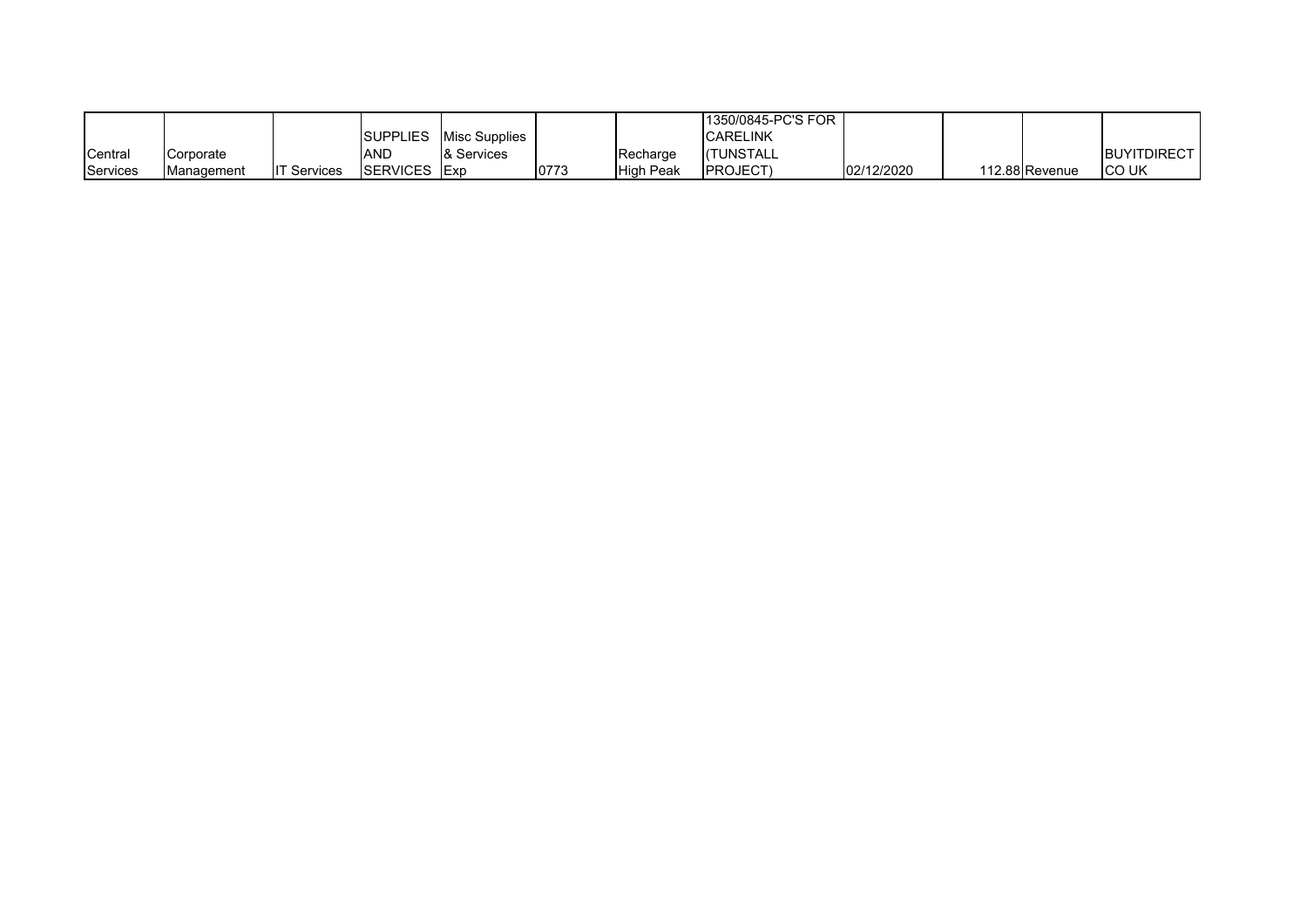| | | | | | | | | | | | | |
|---|---|---|---|---|---|---|---|---|---|---|---|---|
| Central Services | Corporate Management | IT Services | SUPPLIES AND SERVICES | Misc Supplies & Services Exp | 0773 | Recharge High Peak | 1350/0845-PC'S FOR CARELINK (TUNSTALL PROJECT) | 02/12/2020 | | 112.88 | Revenue | BUYITDIRECT CO UK |